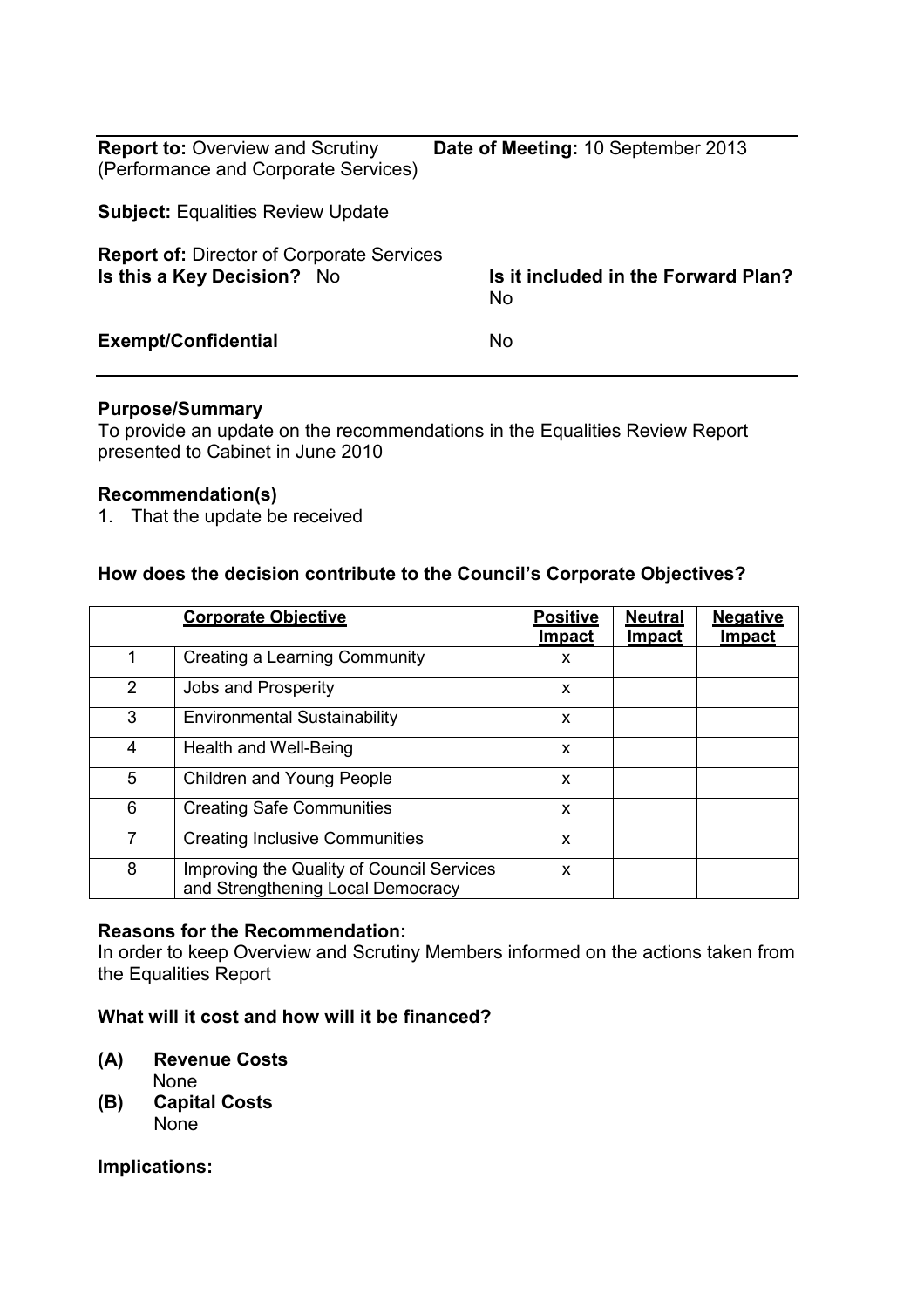**Report to:** Overview and Scrutiny (Performance and Corporate Services)

**Date of Meeting:** 10 September 2013

**Subject:** Equalities Review Update

**Report of:** Director of Corporate Services

**Is this a Key Decision?** No

**Is it included in the Forward Plan?** No

**Exempt/Confidential** No

---

**Purpose/Summary**

To provide an update on the recommendations in the Equalities Review Report presented to Cabinet in June 2010

**Recommendation(s)**

1. That the update be received

**How does the decision contribute to the Council's Corporate Objectives?**

| | Corporate Objective | Positive Impact | Neutral Impact | Negative Impact |
|---|---|---|---|---|
| 1 | Creating a Learning Community | x | | |
| 2 | Jobs and Prosperity | x | | |
| 3 | Environmental Sustainability | x | | |
| 4 | Health and Well-Being | x | | |
| 5 | Children and Young People | x | | |
| 6 | Creating Safe Communities | x | | |
| 7 | Creating Inclusive Communities | x | | |
| 8 | Improving the Quality of Council Services and Strengthening Local Democracy | x | | |

**Reasons for the Recommendation:**

In order to keep Overview and Scrutiny Members informed on the actions taken from the Equalities Report

**What will it cost and how will it be financed?**

**(A) Revenue Costs**
None

**(B) Capital Costs**
None

**Implications:**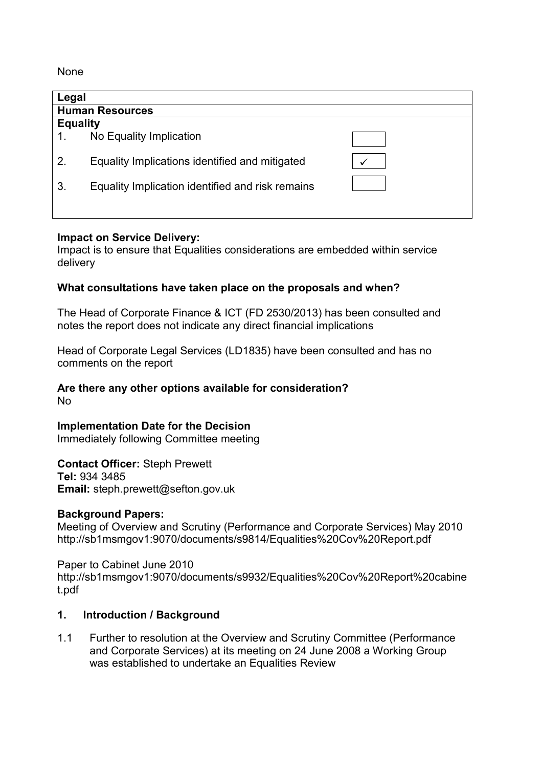None

| **Legal** | |
|---|---|
| **Human Resources** | |
| **Equality** | |
| 1. No Equality Implication | |
| 2. Equality Implications identified and mitigated | ✓ |
| 3. Equality Implication identified and risk remains | |

**Impact on Service Delivery:**
Impact is to ensure that Equalities considerations are embedded within service delivery

**What consultations have taken place on the proposals and when?**

The Head of Corporate Finance & ICT (FD 2530/2013) has been consulted and notes the report does not indicate any direct financial implications

Head of Corporate Legal Services (LD1835) have been consulted and has no comments on the report

**Are there any other options available for consideration?**
No

**Implementation Date for the Decision**
Immediately following Committee meeting

**Contact Officer:** Steph Prewett
**Tel:** 934 3485
**Email:** steph.prewett@sefton.gov.uk

**Background Papers:**
Meeting of Overview and Scrutiny (Performance and Corporate Services) May 2010
http://sb1msmgov1:9070/documents/s9814/Equalities%20Cov%20Report.pdf

Paper to Cabinet June 2010
http://sb1msmgov1:9070/documents/s9932/Equalities%20Cov%20Report%20cabinet.pdf

## 1. Introduction / Background

1.1 Further to resolution at the Overview and Scrutiny Committee (Performance and Corporate Services) at its meeting on 24 June 2008 a Working Group was established to undertake an Equalities Review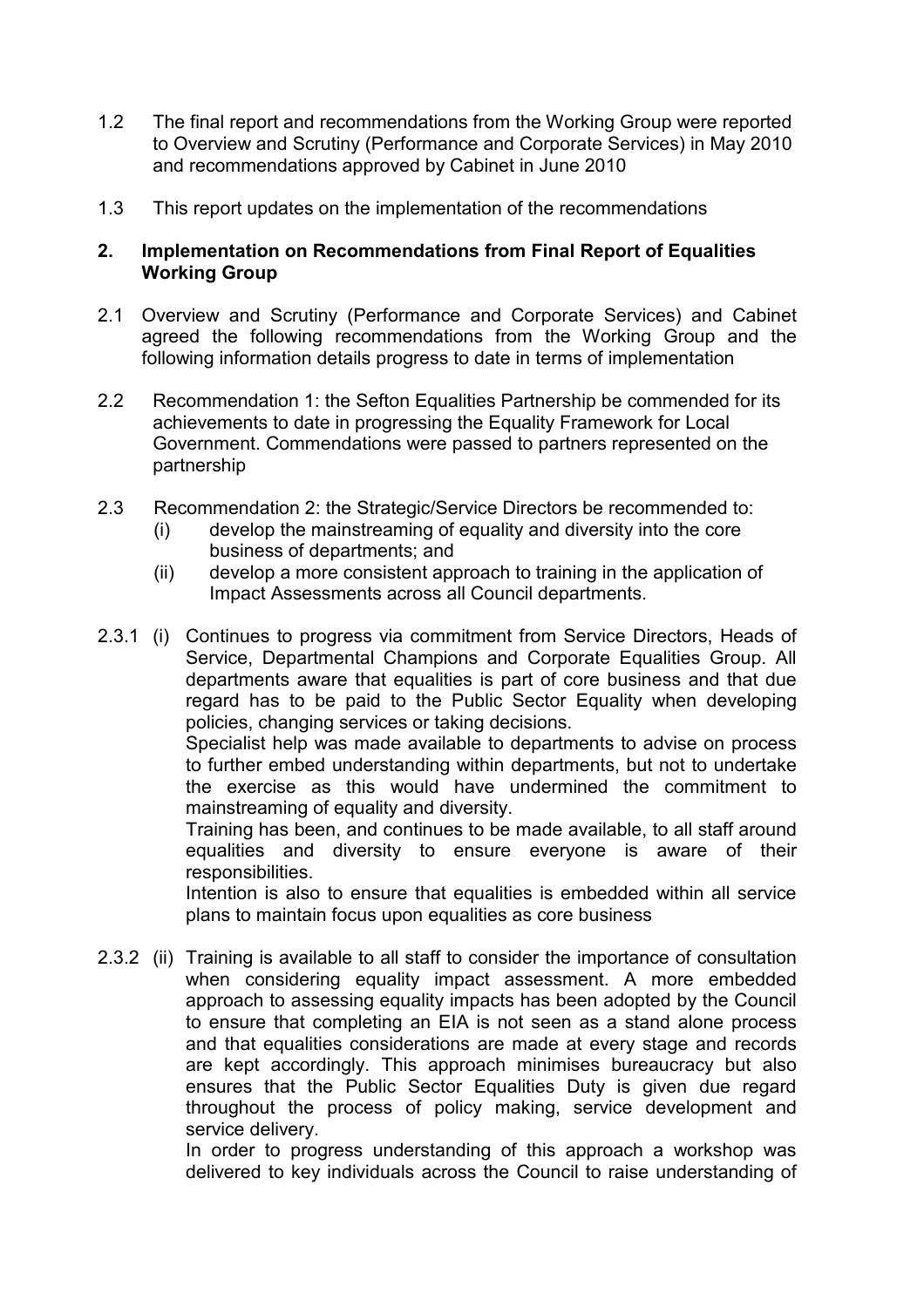1.2 The final report and recommendations from the Working Group were reported to Overview and Scrutiny (Performance and Corporate Services) in May 2010 and recommendations approved by Cabinet in June 2010

1.3 This report updates on the implementation of the recommendations

## 2. Implementation on Recommendations from Final Report of Equalities Working Group

2.1 Overview and Scrutiny (Performance and Corporate Services) and Cabinet agreed the following recommendations from the Working Group and the following information details progress to date in terms of implementation

2.2 Recommendation 1: the Sefton Equalities Partnership be commended for its achievements to date in progressing the Equality Framework for Local Government. Commendations were passed to partners represented on the partnership

2.3 Recommendation 2: the Strategic/Service Directors be recommended to:

(i) develop the mainstreaming of equality and diversity into the core business of departments; and

(ii) develop a more consistent approach to training in the application of Impact Assessments across all Council departments.

2.3.1 (i) Continues to progress via commitment from Service Directors, Heads of Service, Departmental Champions and Corporate Equalities Group. All departments aware that equalities is part of core business and that due regard has to be paid to the Public Sector Equality when developing policies, changing services or taking decisions.

Specialist help was made available to departments to advise on process to further embed understanding within departments, but not to undertake the exercise as this would have undermined the commitment to mainstreaming of equality and diversity.

Training has been, and continues to be made available, to all staff around equalities and diversity to ensure everyone is aware of their responsibilities.

Intention is also to ensure that equalities is embedded within all service plans to maintain focus upon equalities as core business

2.3.2 (ii) Training is available to all staff to consider the importance of consultation when considering equality impact assessment. A more embedded approach to assessing equality impacts has been adopted by the Council to ensure that completing an EIA is not seen as a stand alone process and that equalities considerations are made at every stage and records are kept accordingly. This approach minimises bureaucracy but also ensures that the Public Sector Equalities Duty is given due regard throughout the process of policy making, service development and service delivery.

In order to progress understanding of this approach a workshop was delivered to key individuals across the Council to raise understanding of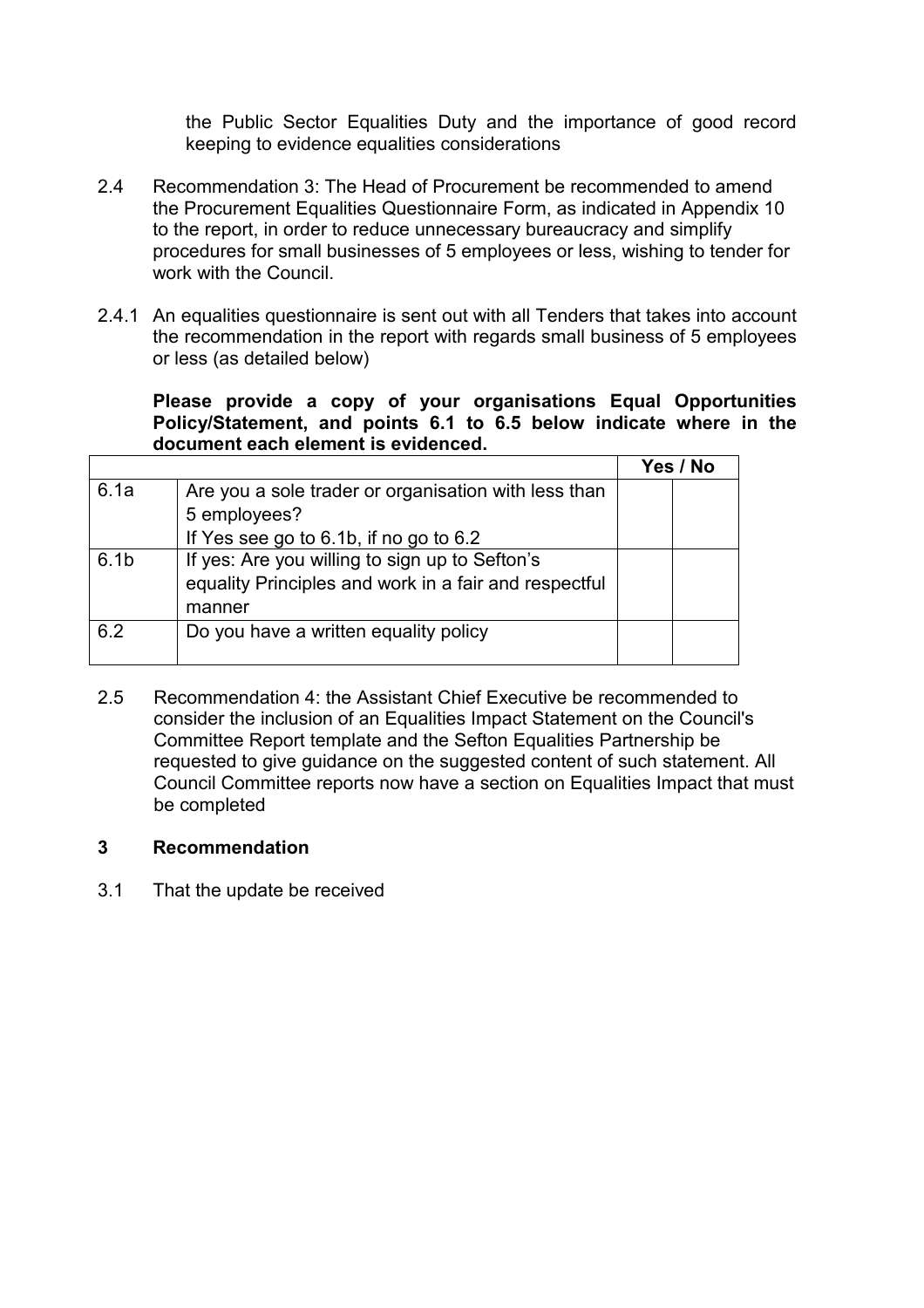the Public Sector Equalities Duty and the importance of good record keeping to evidence equalities considerations

2.4 Recommendation 3: The Head of Procurement be recommended to amend the Procurement Equalities Questionnaire Form, as indicated in Appendix 10 to the report, in order to reduce unnecessary bureaucracy and simplify procedures for small businesses of 5 employees or less, wishing to tender for work with the Council.

2.4.1 An equalities questionnaire is sent out with all Tenders that takes into account the recommendation in the report with regards small business of 5 employees or less (as detailed below)

**Please provide a copy of your organisations Equal Opportunities Policy/Statement, and points 6.1 to 6.5 below indicate where in the document each element is evidenced.**

| | | Yes / No | |
|---|---|---|---|
| 6.1a | Are you a sole trader or organisation with less than 5 employees?<br>If Yes see go to 6.1b, if no go to 6.2 | | |
| 6.1b | If yes: Are you willing to sign up to Sefton's equality Principles and work in a fair and respectful manner | | |
| 6.2 | Do you have a written equality policy | | |

2.5 Recommendation 4: the Assistant Chief Executive be recommended to consider the inclusion of an Equalities Impact Statement on the Council's Committee Report template and the Sefton Equalities Partnership be requested to give guidance on the suggested content of such statement. All Council Committee reports now have a section on Equalities Impact that must be completed

## 3 Recommendation

3.1 That the update be received